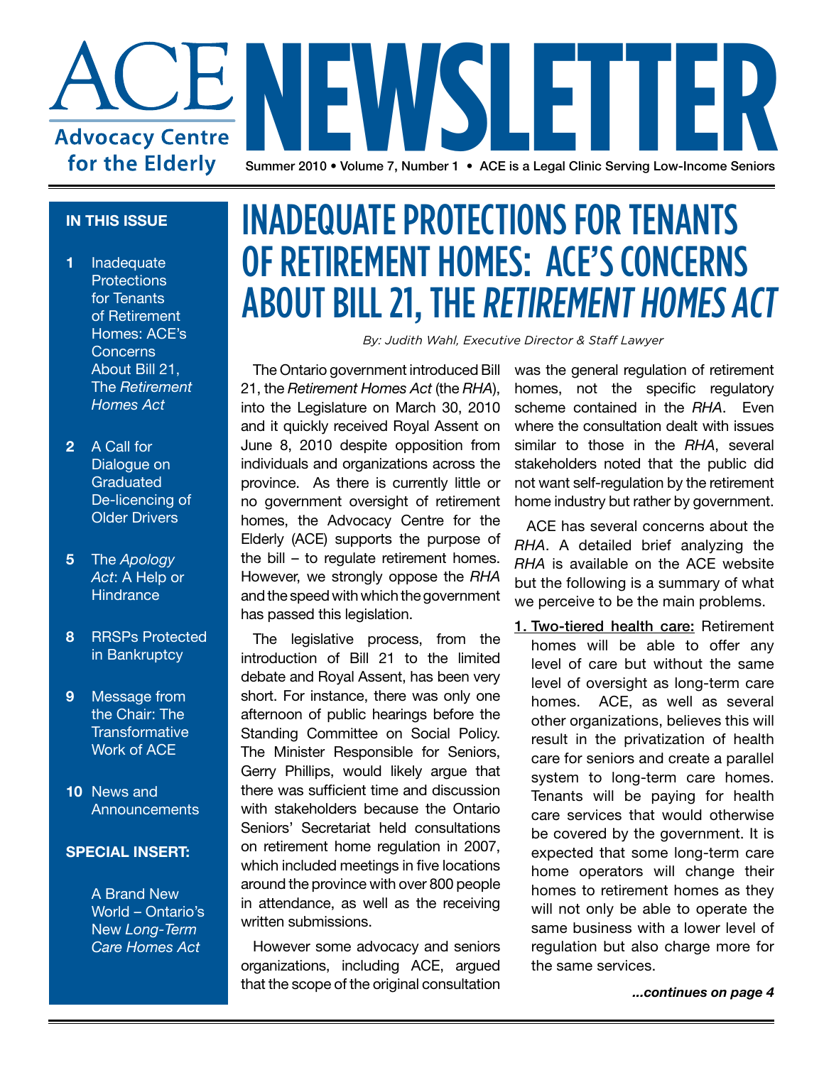# ACE NEWSLETTER

**Advocacy Centre for the Elderly**

Summer 2010 • Volume 7, Number 1 • ACE is a Legal Clinic Serving Low-Income Seniors

**IN THIS ISSUE**

- **1** Inadequate Protections for Tenants of Retirement Homes: ACE's Concerns About Bill 21, The *Retirement Homes Act*
- **2** A Call for Dialogue on Graduated De-licencing of Older Drivers
- **5** The *Apology Act*: A Help or Hindrance
- **8** RRSPs Protected in Bankruptcy
- **9** Message from the Chair: The Transformative Work of ACE
- **10** News and Announcements

**SPECIAL INSERT:**

A Brand New World – Ontario's New *Long-Term Care Homes Act*

## INADEQUATE PROTECTIONS FOR TENANTS OF RETIREMENT HOMES: ACE'S CONCERNS ABOUT BILL 21, THE *RETIREMENT HOMES ACT*

*By: Judith Wahl, Executive Director & Staff Lawyer*

The Ontario government introduced Bill 21, the *Retirement Homes Act* (the *RHA*), into the Legislature on March 30, 2010 and it quickly received Royal Assent on June 8, 2010 despite opposition from individuals and organizations across the province. As there is currently little or no government oversight of retirement homes, the Advocacy Centre for the Elderly (ACE) supports the purpose of the bill – to regulate retirement homes. However, we strongly oppose the *RHA* and the speed with which the government has passed this legislation.

The legislative process, from the introduction of Bill 21 to the limited debate and Royal Assent, has been very short. For instance, there was only one afternoon of public hearings before the Standing Committee on Social Policy. The Minister Responsible for Seniors, Gerry Phillips, would likely argue that there was sufficient time and discussion with stakeholders because the Ontario Seniors' Secretariat held consultations on retirement home regulation in 2007, which included meetings in five locations around the province with over 800 people in attendance, as well as the receiving written submissions.

However some advocacy and seniors organizations, including ACE, argued that the scope of the original consultation was the general regulation of retirement homes, not the specific regulatory scheme contained in the *RHA*. Even where the consultation dealt with issues similar to those in the *RHA*, several stakeholders noted that the public did not want self-regulation by the retirement home industry but rather by government.

ACE has several concerns about the *RHA*. A detailed brief analyzing the *RHA* is available on the ACE website but the following is a summary of what we perceive to be the main problems.

**1. Two-tiered health care:** Retirement homes will be able to offer any level of care but without the same level of oversight as long-term care homes. ACE, as well as several other organizations, believes this will result in the privatization of health care for seniors and create a parallel system to long-term care homes. Tenants will be paying for health care services that would otherwise be covered by the government. It is expected that some long-term care home operators will change their homes to retirement homes as they will not only be able to operate the same business with a lower level of regulation but also charge more for the same services.

***...continues on page 4***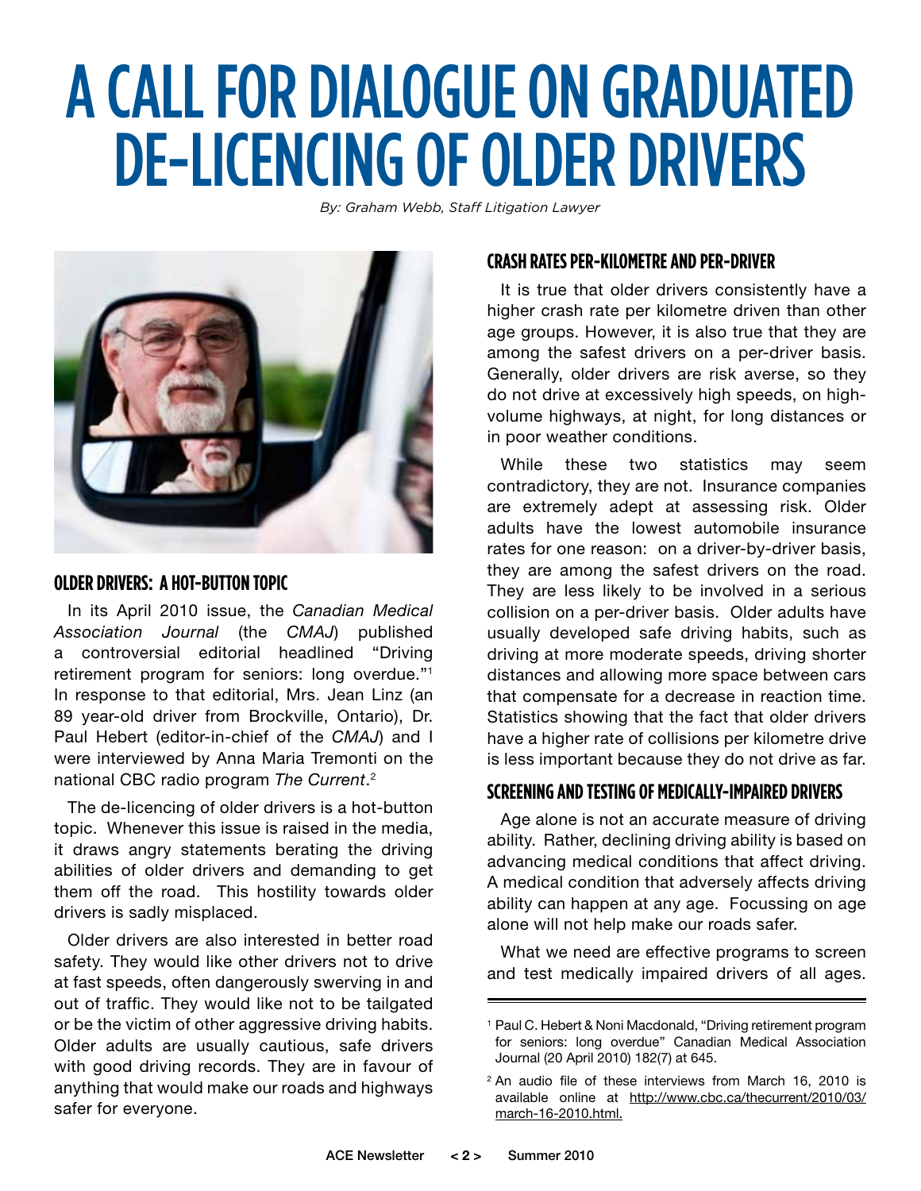# A CALL FOR DIALOGUE ON GRADUATED DE-LICENCING OF OLDER DRIVERS

*By: Graham Webb, Staff Litigation Lawyer*

## OLDER DRIVERS: A HOT-BUTTON TOPIC

In its April 2010 issue, the *Canadian Medical Association Journal* (the *CMAJ*) published a controversial editorial headlined "Driving retirement program for seniors: long overdue."[1] In response to that editorial, Mrs. Jean Linz (an 89 year-old driver from Brockville, Ontario), Dr. Paul Hebert (editor-in-chief of the *CMAJ*) and I were interviewed by Anna Maria Tremonti on the national CBC radio program *The Current*.[2]

The de-licencing of older drivers is a hot-button topic. Whenever this issue is raised in the media, it draws angry statements berating the driving abilities of older drivers and demanding to get them off the road. This hostility towards older drivers is sadly misplaced.

Older drivers are also interested in better road safety. They would like other drivers not to drive at fast speeds, often dangerously swerving in and out of traffic. They would like not to be tailgated or be the victim of other aggressive driving habits. Older adults are usually cautious, safe drivers with good driving records. They are in favour of anything that would make our roads and highways safer for everyone.

## CRASH RATES PER-KILOMETRE AND PER-DRIVER

It is true that older drivers consistently have a higher crash rate per kilometre driven than other age groups. However, it is also true that they are among the safest drivers on a per-driver basis. Generally, older drivers are risk averse, so they do not drive at excessively high speeds, on high-volume highways, at night, for long distances or in poor weather conditions.

While these two statistics may seem contradictory, they are not. Insurance companies are extremely adept at assessing risk. Older adults have the lowest automobile insurance rates for one reason: on a driver-by-driver basis, they are among the safest drivers on the road. They are less likely to be involved in a serious collision on a per-driver basis. Older adults have usually developed safe driving habits, such as driving at more moderate speeds, driving shorter distances and allowing more space between cars that compensate for a decrease in reaction time. Statistics showing that the fact that older drivers have a higher rate of collisions per kilometre drive is less important because they do not drive as far.

## SCREENING AND TESTING OF MEDICALLY-IMPAIRED DRIVERS

Age alone is not an accurate measure of driving ability. Rather, declining driving ability is based on advancing medical conditions that affect driving. A medical condition that adversely affects driving ability can happen at any age. Focussing on age alone will not help make our roads safer.

What we need are effective programs to screen and test medically impaired drivers of all ages.

---

[1] Paul C. Hebert & Noni Macdonald, "Driving retirement program for seniors: long overdue" Canadian Medical Association Journal (20 April 2010) 182(7) at 645.

[2] An audio file of these interviews from March 16, 2010 is available online at http://www.cbc.ca/thecurrent/2010/03/march-16-2010.html.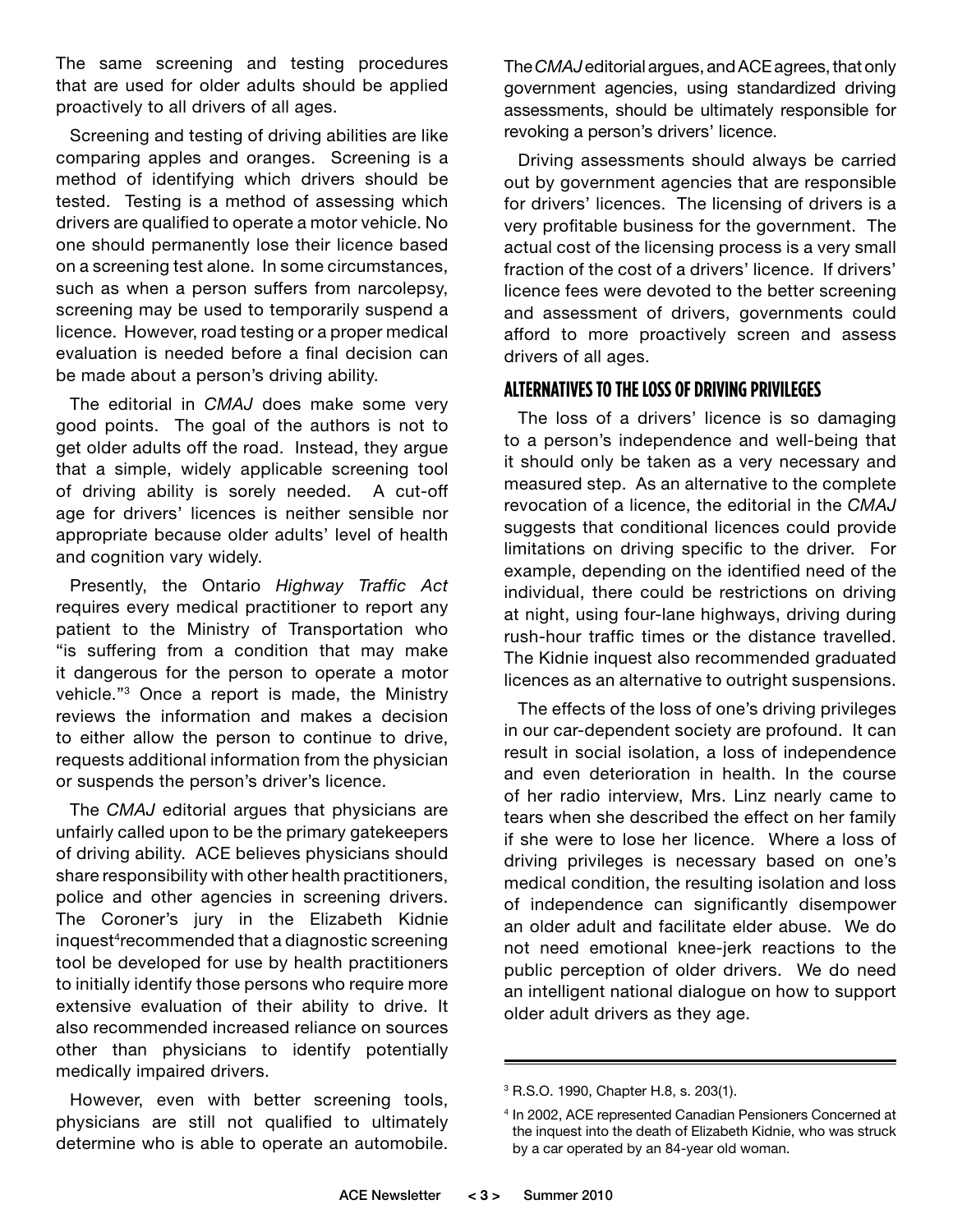The same screening and testing procedures that are used for older adults should be applied proactively to all drivers of all ages.

Screening and testing of driving abilities are like comparing apples and oranges. Screening is a method of identifying which drivers should be tested. Testing is a method of assessing which drivers are qualified to operate a motor vehicle. No one should permanently lose their licence based on a screening test alone. In some circumstances, such as when a person suffers from narcolepsy, screening may be used to temporarily suspend a licence. However, road testing or a proper medical evaluation is needed before a final decision can be made about a person's driving ability.

The editorial in *CMAJ* does make some very good points. The goal of the authors is not to get older adults off the road. Instead, they argue that a simple, widely applicable screening tool of driving ability is sorely needed. A cut-off age for drivers' licences is neither sensible nor appropriate because older adults' level of health and cognition vary widely.

Presently, the Ontario *Highway Traffic Act* requires every medical practitioner to report any patient to the Ministry of Transportation who "is suffering from a condition that may make it dangerous for the person to operate a motor vehicle."[3] Once a report is made, the Ministry reviews the information and makes a decision to either allow the person to continue to drive, requests additional information from the physician or suspends the person's driver's licence.

The *CMAJ* editorial argues that physicians are unfairly called upon to be the primary gatekeepers of driving ability. ACE believes physicians should share responsibility with other health practitioners, police and other agencies in screening drivers. The Coroner's jury in the Elizabeth Kidnie inquest[4] recommended that a diagnostic screening tool be developed for use by health practitioners to initially identify those persons who require more extensive evaluation of their ability to drive. It also recommended increased reliance on sources other than physicians to identify potentially medically impaired drivers.

However, even with better screening tools, physicians are still not qualified to ultimately determine who is able to operate an automobile. The *CMAJ* editorial argues, and ACE agrees, that only government agencies, using standardized driving assessments, should be ultimately responsible for revoking a person's drivers' licence.

Driving assessments should always be carried out by government agencies that are responsible for drivers' licences. The licensing of drivers is a very profitable business for the government. The actual cost of the licensing process is a very small fraction of the cost of a drivers' licence. If drivers' licence fees were devoted to the better screening and assessment of drivers, governments could afford to more proactively screen and assess drivers of all ages.

## ALTERNATIVES TO THE LOSS OF DRIVING PRIVILEGES

The loss of a drivers' licence is so damaging to a person's independence and well-being that it should only be taken as a very necessary and measured step. As an alternative to the complete revocation of a licence, the editorial in the *CMAJ* suggests that conditional licences could provide limitations on driving specific to the driver. For example, depending on the identified need of the individual, there could be restrictions on driving at night, using four-lane highways, driving during rush-hour traffic times or the distance travelled. The Kidnie inquest also recommended graduated licences as an alternative to outright suspensions.

The effects of the loss of one's driving privileges in our car-dependent society are profound. It can result in social isolation, a loss of independence and even deterioration in health. In the course of her radio interview, Mrs. Linz nearly came to tears when she described the effect on her family if she were to lose her licence. Where a loss of driving privileges is necessary based on one's medical condition, the resulting isolation and loss of independence can significantly disempower an older adult and facilitate elder abuse. We do not need emotional knee-jerk reactions to the public perception of older drivers. We do need an intelligent national dialogue on how to support older adult drivers as they age.

---

[3] R.S.O. 1990, Chapter H.8, s. 203(1).

[4] In 2002, ACE represented Canadian Pensioners Concerned at the inquest into the death of Elizabeth Kidnie, who was struck by a car operated by an 84-year old woman.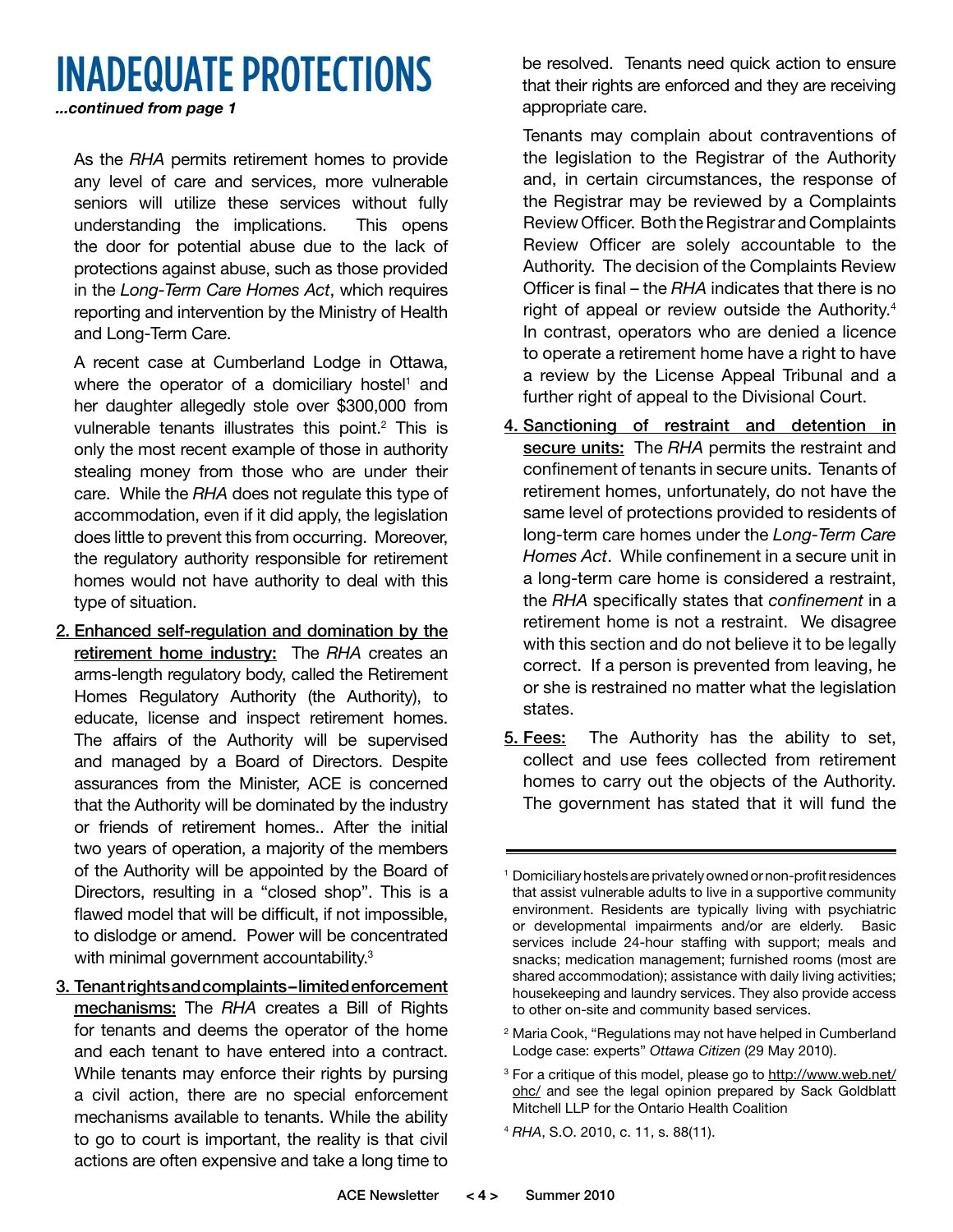# INADEQUATE PROTECTIONS

***...continued from page 1***

As the *RHA* permits retirement homes to provide any level of care and services, more vulnerable seniors will utilize these services without fully understanding the implications. This opens the door for potential abuse due to the lack of protections against abuse, such as those provided in the *Long-Term Care Homes Act*, which requires reporting and intervention by the Ministry of Health and Long-Term Care.

A recent case at Cumberland Lodge in Ottawa, where the operator of a domiciliary hostel[1] and her daughter allegedly stole over $300,000 from vulnerable tenants illustrates this point.[2] This is only the most recent example of those in authority stealing money from those who are under their care. While the *RHA* does not regulate this type of accommodation, even if it did apply, the legislation does little to prevent this from occurring. Moreover, the regulatory authority responsible for retirement homes would not have authority to deal with this type of situation.

2. **Enhanced self-regulation and domination by the retirement home industry:** The *RHA* creates an arms-length regulatory body, called the Retirement Homes Regulatory Authority (the Authority), to educate, license and inspect retirement homes. The affairs of the Authority will be supervised and managed by a Board of Directors. Despite assurances from the Minister, ACE is concerned that the Authority will be dominated by the industry or friends of retirement homes.. After the initial two years of operation, a majority of the members of the Authority will be appointed by the Board of Directors, resulting in a "closed shop". This is a flawed model that will be difficult, if not impossible, to dislodge or amend. Power will be concentrated with minimal government accountability.[3]

3. **Tenant rights and complaints – limited enforcement mechanisms:** The *RHA* creates a Bill of Rights for tenants and deems the operator of the home and each tenant to have entered into a contract. While tenants may enforce their rights by pursing a civil action, there are no special enforcement mechanisms available to tenants. While the ability to go to court is important, the reality is that civil actions are often expensive and take a long time to be resolved. Tenants need quick action to ensure that their rights are enforced and they are receiving appropriate care.

   Tenants may complain about contraventions of the legislation to the Registrar of the Authority and, in certain circumstances, the response of the Registrar may be reviewed by a Complaints Review Officer. Both the Registrar and Complaints Review Officer are solely accountable to the Authority. The decision of the Complaints Review Officer is final – the *RHA* indicates that there is no right of appeal or review outside the Authority.[4] In contrast, operators who are denied a licence to operate a retirement home have a right to have a review by the License Appeal Tribunal and a further right of appeal to the Divisional Court.

4. **Sanctioning of restraint and detention in secure units:** The *RHA* permits the restraint and confinement of tenants in secure units. Tenants of retirement homes, unfortunately, do not have the same level of protections provided to residents of long-term care homes under the *Long-Term Care Homes Act*. While confinement in a secure unit in a long-term care home is considered a restraint, the *RHA* specifically states that *confinement* in a retirement home is not a restraint. We disagree with this section and do not believe it to be legally correct. If a person is prevented from leaving, he or she is restrained no matter what the legislation states.

5. **Fees:** The Authority has the ability to set, collect and use fees collected from retirement homes to carry out the objects of the Authority. The government has stated that it will fund the

---

[1] Domiciliary hostels are privately owned or non-profit residences that assist vulnerable adults to live in a supportive community environment. Residents are typically living with psychiatric or developmental impairments and/or are elderly. Basic services include 24-hour staffing with support; meals and snacks; medication management; furnished rooms (most are shared accommodation); assistance with daily living activities; housekeeping and laundry services. They also provide access to other on-site and community based services.

[2] Maria Cook, "Regulations may not have helped in Cumberland Lodge case: experts" *Ottawa Citizen* (29 May 2010).

[3] For a critique of this model, please go to http://www.web.net/ohc/ and see the legal opinion prepared by Sack Goldblatt Mitchell LLP for the Ontario Health Coalition

[4] *RHA*, S.O. 2010, c. 11, s. 88(11).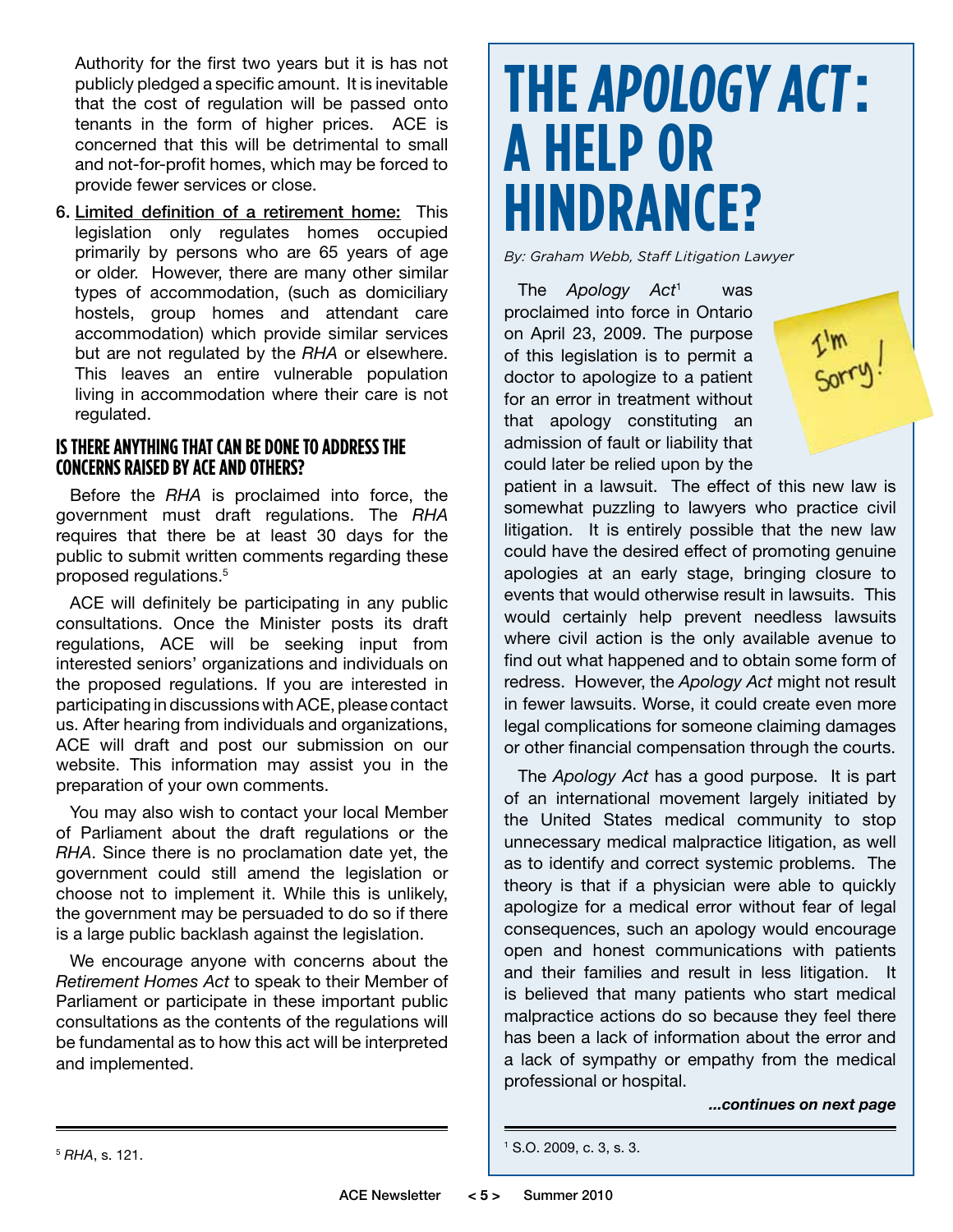Authority for the first two years but it is has not publicly pledged a specific amount. It is inevitable that the cost of regulation will be passed onto tenants in the form of higher prices. ACE is concerned that this will be detrimental to small and not-for-profit homes, which may be forced to provide fewer services or close.

6. Limited definition of a retirement home: This legislation only regulates homes occupied primarily by persons who are 65 years of age or older. However, there are many other similar types of accommodation, (such as domiciliary hostels, group homes and attendant care accommodation) which provide similar services but are not regulated by the *RHA* or elsewhere. This leaves an entire vulnerable population living in accommodation where their care is not regulated.

### IS THERE ANYTHING THAT CAN BE DONE TO ADDRESS THE CONCERNS RAISED BY ACE AND OTHERS?

Before the *RHA* is proclaimed into force, the government must draft regulations. The *RHA* requires that there be at least 30 days for the public to submit written comments regarding these proposed regulations.[5]

ACE will definitely be participating in any public consultations. Once the Minister posts its draft regulations, ACE will be seeking input from interested seniors' organizations and individuals on the proposed regulations. If you are interested in participating in discussions with ACE, please contact us. After hearing from individuals and organizations, ACE will draft and post our submission on our website. This information may assist you in the preparation of your own comments.

You may also wish to contact your local Member of Parliament about the draft regulations or the *RHA*. Since there is no proclamation date yet, the government could still amend the legislation or choose not to implement it. While this is unlikely, the government may be persuaded to do so if there is a large public backlash against the legislation.

We encourage anyone with concerns about the *Retirement Homes Act* to speak to their Member of Parliament or participate in these important public consultations as the contents of the regulations will be fundamental as to how this act will be interpreted and implemented.

[5] *RHA*, s. 121.

# THE *APOLOGY ACT*: A HELP OR HINDRANCE?

*By: Graham Webb, Staff Litigation Lawyer*

I'm Sorry!

The *Apology Act*[1] was proclaimed into force in Ontario on April 23, 2009. The purpose of this legislation is to permit a doctor to apologize to a patient for an error in treatment without that apology constituting an admission of fault or liability that could later be relied upon by the patient in a lawsuit. The effect of this new law is somewhat puzzling to lawyers who practice civil litigation. It is entirely possible that the new law could have the desired effect of promoting genuine apologies at an early stage, bringing closure to events that would otherwise result in lawsuits. This would certainly help prevent needless lawsuits where civil action is the only available avenue to find out what happened and to obtain some form of redress. However, the *Apology Act* might not result in fewer lawsuits. Worse, it could create even more legal complications for someone claiming damages or other financial compensation through the courts.

The *Apology Act* has a good purpose. It is part of an international movement largely initiated by the United States medical community to stop unnecessary medical malpractice litigation, as well as to identify and correct systemic problems. The theory is that if a physician were able to quickly apologize for a medical error without fear of legal consequences, such an apology would encourage open and honest communications with patients and their families and result in less litigation. It is believed that many patients who start medical malpractice actions do so because they feel there has been a lack of information about the error and a lack of sympathy or empathy from the medical professional or hospital.

***...continues on next page***

[1] S.O. 2009, c. 3, s. 3.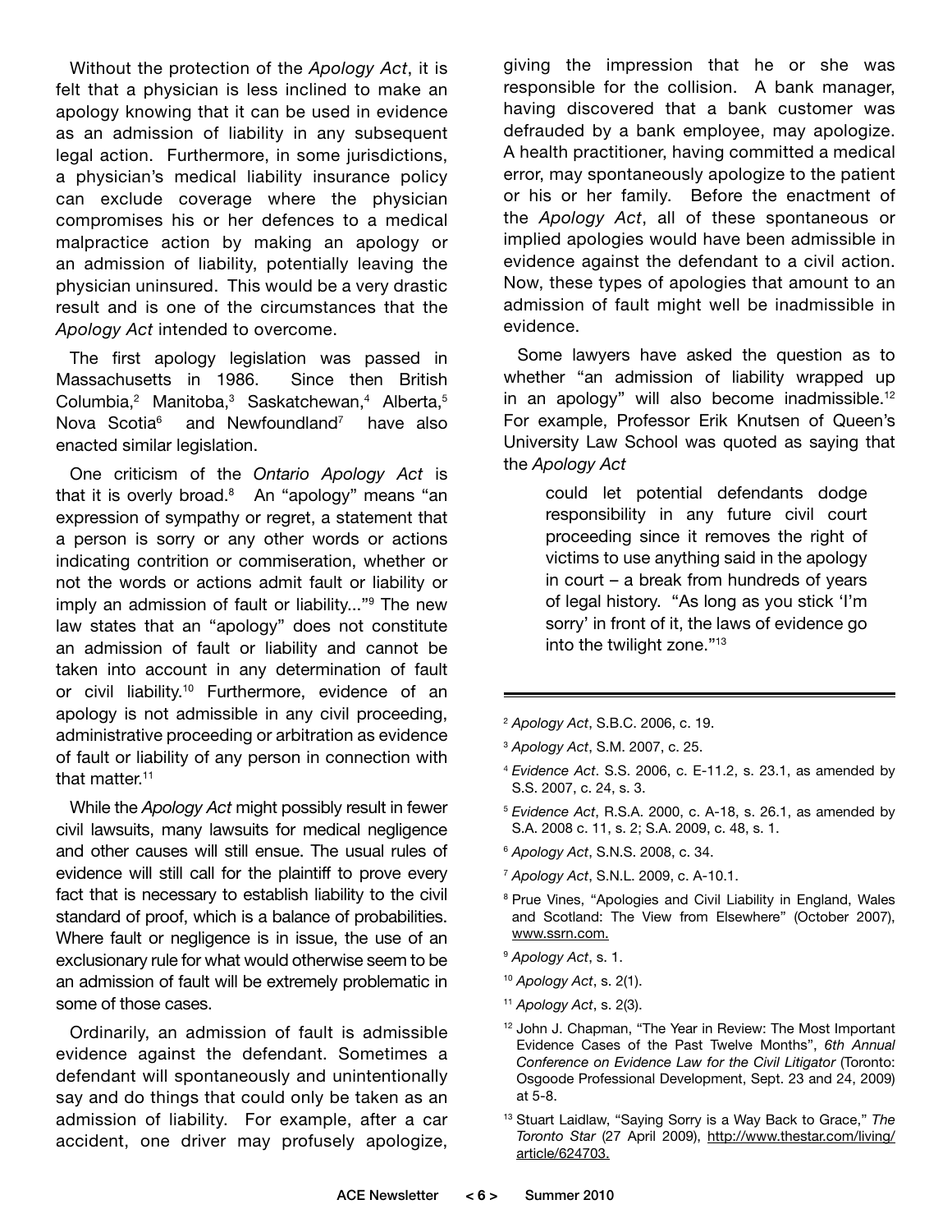Without the protection of the *Apology Act*, it is felt that a physician is less inclined to make an apology knowing that it can be used in evidence as an admission of liability in any subsequent legal action. Furthermore, in some jurisdictions, a physician's medical liability insurance policy can exclude coverage where the physician compromises his or her defences to a medical malpractice action by making an apology or an admission of liability, potentially leaving the physician uninsured. This would be a very drastic result and is one of the circumstances that the *Apology Act* intended to overcome.

The first apology legislation was passed in Massachusetts in 1986. Since then British Columbia,[2] Manitoba,[3] Saskatchewan,[4] Alberta,[5] Nova Scotia[6] and Newfoundland[7] have also enacted similar legislation.

One criticism of the *Ontario Apology Act* is that it is overly broad.[8] An "apology" means "an expression of sympathy or regret, a statement that a person is sorry or any other words or actions indicating contrition or commiseration, whether or not the words or actions admit fault or liability or imply an admission of fault or liability..."[9] The new law states that an "apology" does not constitute an admission of fault or liability and cannot be taken into account in any determination of fault or civil liability.[10] Furthermore, evidence of an apology is not admissible in any civil proceeding, administrative proceeding or arbitration as evidence of fault or liability of any person in connection with that matter.[11]

While the *Apology Act* might possibly result in fewer civil lawsuits, many lawsuits for medical negligence and other causes will still ensue. The usual rules of evidence will still call for the plaintiff to prove every fact that is necessary to establish liability to the civil standard of proof, which is a balance of probabilities. Where fault or negligence is in issue, the use of an exclusionary rule for what would otherwise seem to be an admission of fault will be extremely problematic in some of those cases.

Ordinarily, an admission of fault is admissible evidence against the defendant. Sometimes a defendant will spontaneously and unintentionally say and do things that could only be taken as an admission of liability. For example, after a car accident, one driver may profusely apologize, giving the impression that he or she was responsible for the collision. A bank manager, having discovered that a bank customer was defrauded by a bank employee, may apologize. A health practitioner, having committed a medical error, may spontaneously apologize to the patient or his or her family. Before the enactment of the *Apology Act*, all of these spontaneous or implied apologies would have been admissible in evidence against the defendant to a civil action. Now, these types of apologies that amount to an admission of fault might well be inadmissible in evidence.

Some lawyers have asked the question as to whether "an admission of liability wrapped up in an apology" will also become inadmissible.[12] For example, Professor Erik Knutsen of Queen's University Law School was quoted as saying that the *Apology Act*

> could let potential defendants dodge responsibility in any future civil court proceeding since it removes the right of victims to use anything said in the apology in court – a break from hundreds of years of legal history. "As long as you stick 'I'm sorry' in front of it, the laws of evidence go into the twilight zone."[13]

---

[2] *Apology Act*, S.B.C. 2006, c. 19.

[3] *Apology Act*, S.M. 2007, c. 25.

[4] *Evidence Act*. S.S. 2006, c. E-11.2, s. 23.1, as amended by S.S. 2007, c. 24, s. 3.

[5] *Evidence Act*, R.S.A. 2000, c. A-18, s. 26.1, as amended by S.A. 2008 c. 11, s. 2; S.A. 2009, c. 48, s. 1.

[6] *Apology Act*, S.N.S. 2008, c. 34.

[7] *Apology Act*, S.N.L. 2009, c. A-10.1.

[8] Prue Vines, "Apologies and Civil Liability in England, Wales and Scotland: The View from Elsewhere" (October 2007), www.ssrn.com.

[9] *Apology Act*, s. 1.

[10] *Apology Act*, s. 2(1).

[11] *Apology Act*, s. 2(3).

[12] John J. Chapman, "The Year in Review: The Most Important Evidence Cases of the Past Twelve Months", *6th Annual Conference on Evidence Law for the Civil Litigator* (Toronto: Osgoode Professional Development, Sept. 23 and 24, 2009) at 5-8.

[13] Stuart Laidlaw, "Saying Sorry is a Way Back to Grace," *The Toronto Star* (27 April 2009), http://www.thestar.com/living/article/624703.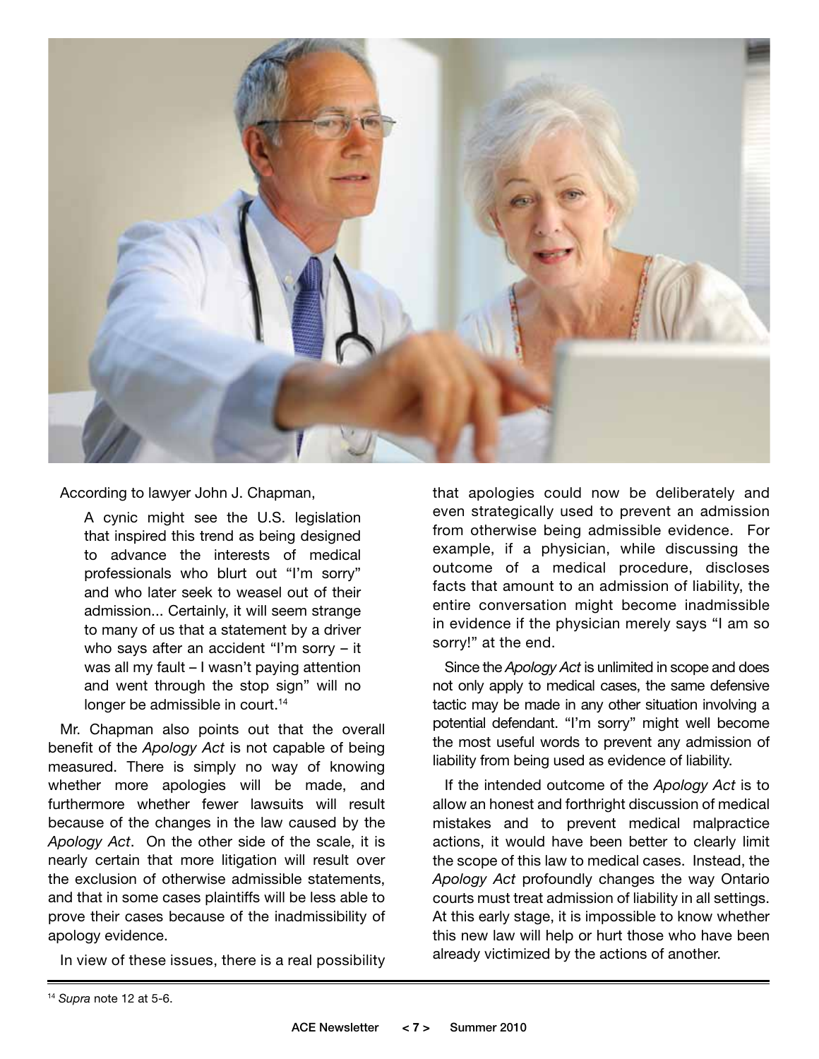According to lawyer John J. Chapman,

> A cynic might see the U.S. legislation that inspired this trend as being designed to advance the interests of medical professionals who blurt out "I'm sorry" and who later seek to weasel out of their admission... Certainly, it will seem strange to many of us that a statement by a driver who says after an accident "I'm sorry – it was all my fault – I wasn't paying attention and went through the stop sign" will no longer be admissible in court.[14]

Mr. Chapman also points out that the overall benefit of the *Apology Act* is not capable of being measured. There is simply no way of knowing whether more apologies will be made, and furthermore whether fewer lawsuits will result because of the changes in the law caused by the *Apology Act*. On the other side of the scale, it is nearly certain that more litigation will result over the exclusion of otherwise admissible statements, and that in some cases plaintiffs will be less able to prove their cases because of the inadmissibility of apology evidence.

In view of these issues, there is a real possibility that apologies could now be deliberately and even strategically used to prevent an admission from otherwise being admissible evidence. For example, if a physician, while discussing the outcome of a medical procedure, discloses facts that amount to an admission of liability, the entire conversation might become inadmissible in evidence if the physician merely says "I am so sorry!" at the end.

Since the *Apology Act* is unlimited in scope and does not only apply to medical cases, the same defensive tactic may be made in any other situation involving a potential defendant. "I'm sorry" might well become the most useful words to prevent any admission of liability from being used as evidence of liability.

If the intended outcome of the *Apology Act* is to allow an honest and forthright discussion of medical mistakes and to prevent medical malpractice actions, it would have been better to clearly limit the scope of this law to medical cases. Instead, the *Apology Act* profoundly changes the way Ontario courts must treat admission of liability in all settings. At this early stage, it is impossible to know whether this new law will help or hurt those who have been already victimized by the actions of another.

---

[14] *Supra* note 12 at 5-6.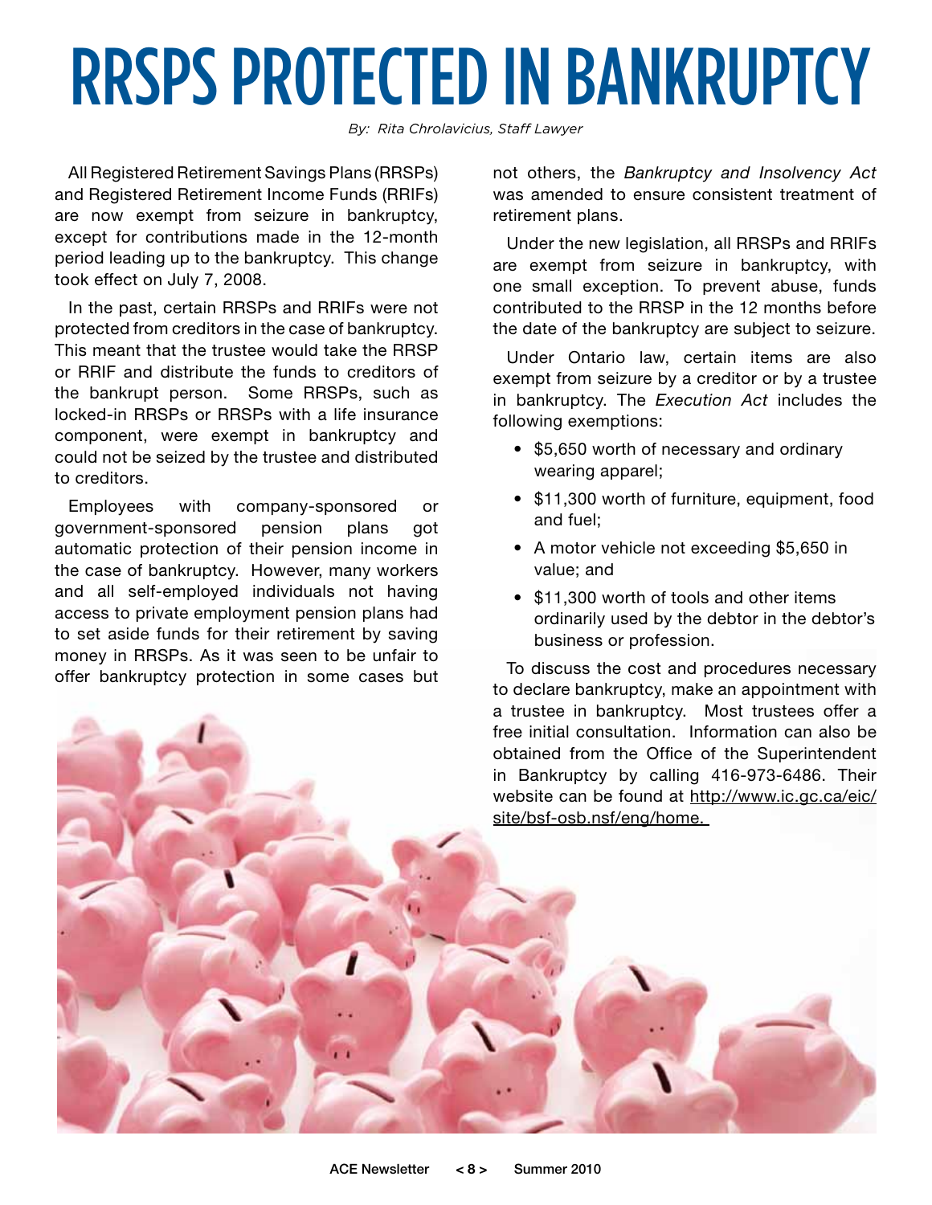# RRSPS PROTECTED IN BANKRUPTCY

*By: Rita Chrolavicius, Staff Lawyer*

All Registered Retirement Savings Plans (RRSPs) and Registered Retirement Income Funds (RRIFs) are now exempt from seizure in bankruptcy, except for contributions made in the 12-month period leading up to the bankruptcy. This change took effect on July 7, 2008.

In the past, certain RRSPs and RRIFs were not protected from creditors in the case of bankruptcy. This meant that the trustee would take the RRSP or RRIF and distribute the funds to creditors of the bankrupt person. Some RRSPs, such as locked-in RRSPs or RRSPs with a life insurance component, were exempt in bankruptcy and could not be seized by the trustee and distributed to creditors.

Employees with company-sponsored or government-sponsored pension plans got automatic protection of their pension income in the case of bankruptcy. However, many workers and all self-employed individuals not having access to private employment pension plans had to set aside funds for their retirement by saving money in RRSPs. As it was seen to be unfair to offer bankruptcy protection in some cases but not others, the *Bankruptcy and Insolvency Act* was amended to ensure consistent treatment of retirement plans.

Under the new legislation, all RRSPs and RRIFs are exempt from seizure in bankruptcy, with one small exception. To prevent abuse, funds contributed to the RRSP in the 12 months before the date of the bankruptcy are subject to seizure.

Under Ontario law, certain items are also exempt from seizure by a creditor or by a trustee in bankruptcy. The *Execution Act* includes the following exemptions:

- $5,650 worth of necessary and ordinary wearing apparel;
- $11,300 worth of furniture, equipment, food and fuel;
- A motor vehicle not exceeding $5,650 in value; and
- $11,300 worth of tools and other items ordinarily used by the debtor in the debtor's business or profession.

To discuss the cost and procedures necessary to declare bankruptcy, make an appointment with a trustee in bankruptcy. Most trustees offer a free initial consultation. Information can also be obtained from the Office of the Superintendent in Bankruptcy by calling 416-973-6486. Their website can be found at http://www.ic.gc.ca/eic/site/bsf-osb.nsf/eng/home.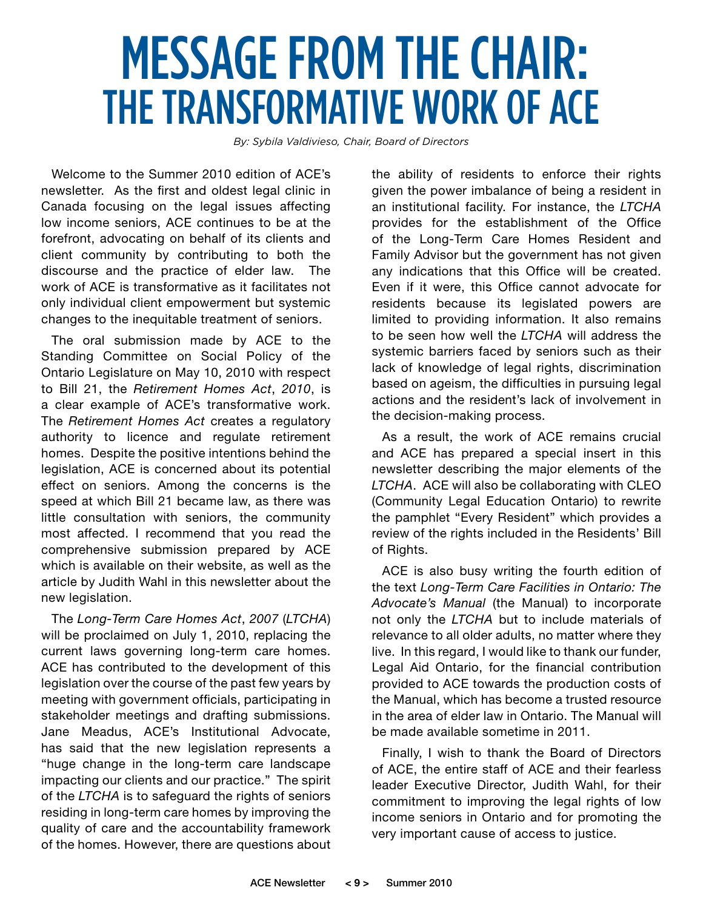# MESSAGE FROM THE CHAIR: THE TRANSFORMATIVE WORK OF ACE

*By: Sybila Valdivieso, Chair, Board of Directors*

Welcome to the Summer 2010 edition of ACE's newsletter. As the first and oldest legal clinic in Canada focusing on the legal issues affecting low income seniors, ACE continues to be at the forefront, advocating on behalf of its clients and client community by contributing to both the discourse and the practice of elder law. The work of ACE is transformative as it facilitates not only individual client empowerment but systemic changes to the inequitable treatment of seniors.

The oral submission made by ACE to the Standing Committee on Social Policy of the Ontario Legislature on May 10, 2010 with respect to Bill 21, the *Retirement Homes Act*, *2010*, is a clear example of ACE's transformative work. The *Retirement Homes Act* creates a regulatory authority to licence and regulate retirement homes. Despite the positive intentions behind the legislation, ACE is concerned about its potential effect on seniors. Among the concerns is the speed at which Bill 21 became law, as there was little consultation with seniors, the community most affected. I recommend that you read the comprehensive submission prepared by ACE which is available on their website, as well as the article by Judith Wahl in this newsletter about the new legislation.

The *Long-Term Care Homes Act*, *2007* (*LTCHA*) will be proclaimed on July 1, 2010, replacing the current laws governing long-term care homes. ACE has contributed to the development of this legislation over the course of the past few years by meeting with government officials, participating in stakeholder meetings and drafting submissions. Jane Meadus, ACE's Institutional Advocate, has said that the new legislation represents a "huge change in the long-term care landscape impacting our clients and our practice." The spirit of the *LTCHA* is to safeguard the rights of seniors residing in long-term care homes by improving the quality of care and the accountability framework of the homes. However, there are questions about the ability of residents to enforce their rights given the power imbalance of being a resident in an institutional facility. For instance, the *LTCHA* provides for the establishment of the Office of the Long-Term Care Homes Resident and Family Advisor but the government has not given any indications that this Office will be created. Even if it were, this Office cannot advocate for residents because its legislated powers are limited to providing information. It also remains to be seen how well the *LTCHA* will address the systemic barriers faced by seniors such as their lack of knowledge of legal rights, discrimination based on ageism, the difficulties in pursuing legal actions and the resident's lack of involvement in the decision-making process.

As a result, the work of ACE remains crucial and ACE has prepared a special insert in this newsletter describing the major elements of the *LTCHA*. ACE will also be collaborating with CLEO (Community Legal Education Ontario) to rewrite the pamphlet "Every Resident" which provides a review of the rights included in the Residents' Bill of Rights.

ACE is also busy writing the fourth edition of the text *Long-Term Care Facilities in Ontario: The Advocate's Manual* (the Manual) to incorporate not only the *LTCHA* but to include materials of relevance to all older adults, no matter where they live. In this regard, I would like to thank our funder, Legal Aid Ontario, for the financial contribution provided to ACE towards the production costs of the Manual, which has become a trusted resource in the area of elder law in Ontario. The Manual will be made available sometime in 2011.

Finally, I wish to thank the Board of Directors of ACE, the entire staff of ACE and their fearless leader Executive Director, Judith Wahl, for their commitment to improving the legal rights of low income seniors in Ontario and for promoting the very important cause of access to justice.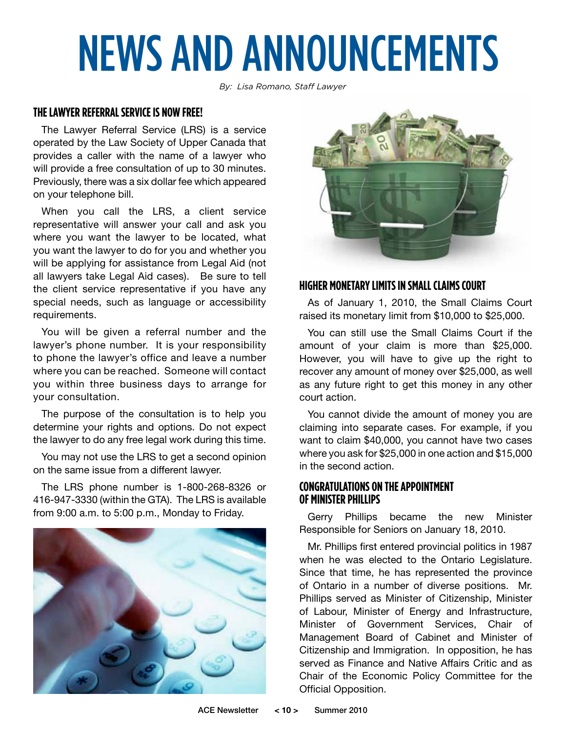# NEWS AND ANNOUNCEMENTS

*By: Lisa Romano, Staff Lawyer*

## THE LAWYER REFERRAL SERVICE IS NOW FREE!

The Lawyer Referral Service (LRS) is a service operated by the Law Society of Upper Canada that provides a caller with the name of a lawyer who will provide a free consultation of up to 30 minutes. Previously, there was a six dollar fee which appeared on your telephone bill.

When you call the LRS, a client service representative will answer your call and ask you where you want the lawyer to be located, what you want the lawyer to do for you and whether you will be applying for assistance from Legal Aid (not all lawyers take Legal Aid cases). Be sure to tell the client service representative if you have any special needs, such as language or accessibility requirements.

You will be given a referral number and the lawyer's phone number. It is your responsibility to phone the lawyer's office and leave a number where you can be reached. Someone will contact you within three business days to arrange for your consultation.

The purpose of the consultation is to help you determine your rights and options. Do not expect the lawyer to do any free legal work during this time.

You may not use the LRS to get a second opinion on the same issue from a different lawyer.

The LRS phone number is 1-800-268-8326 or 416-947-3330 (within the GTA). The LRS is available from 9:00 a.m. to 5:00 p.m., Monday to Friday.

## HIGHER MONETARY LIMITS IN SMALL CLAIMS COURT

As of January 1, 2010, the Small Claims Court raised its monetary limit from $10,000 to $25,000.

You can still use the Small Claims Court if the amount of your claim is more than $25,000. However, you will have to give up the right to recover any amount of money over $25,000, as well as any future right to get this money in any other court action.

You cannot divide the amount of money you are claiming into separate cases. For example, if you want to claim $40,000, you cannot have two cases where you ask for $25,000 in one action and $15,000 in the second action.

## CONGRATULATIONS ON THE APPOINTMENT OF MINISTER PHILLIPS

Gerry Phillips became the new Minister Responsible for Seniors on January 18, 2010.

Mr. Phillips first entered provincial politics in 1987 when he was elected to the Ontario Legislature. Since that time, he has represented the province of Ontario in a number of diverse positions. Mr. Phillips served as Minister of Citizenship, Minister of Labour, Minister of Energy and Infrastructure, Minister of Government Services, Chair of Management Board of Cabinet and Minister of Citizenship and Immigration. In opposition, he has served as Finance and Native Affairs Critic and as Chair of the Economic Policy Committee for the Official Opposition.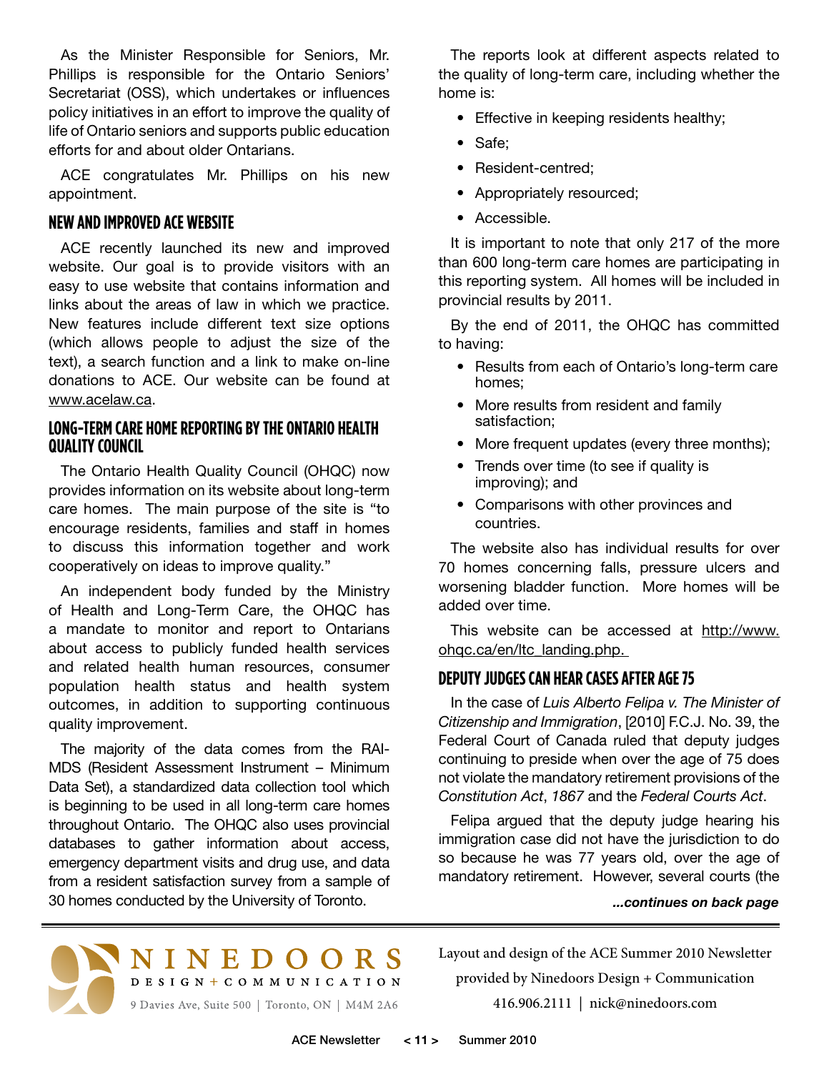As the Minister Responsible for Seniors, Mr. Phillips is responsible for the Ontario Seniors' Secretariat (OSS), which undertakes or influences policy initiatives in an effort to improve the quality of life of Ontario seniors and supports public education efforts for and about older Ontarians.

ACE congratulates Mr. Phillips on his new appointment.

## NEW AND IMPROVED ACE WEBSITE

ACE recently launched its new and improved website. Our goal is to provide visitors with an easy to use website that contains information and links about the areas of law in which we practice. New features include different text size options (which allows people to adjust the size of the text), a search function and a link to make on-line donations to ACE. Our website can be found at www.acelaw.ca.

## LONG-TERM CARE HOME REPORTING BY THE ONTARIO HEALTH QUALITY COUNCIL

The Ontario Health Quality Council (OHQC) now provides information on its website about long-term care homes. The main purpose of the site is "to encourage residents, families and staff in homes to discuss this information together and work cooperatively on ideas to improve quality."

An independent body funded by the Ministry of Health and Long-Term Care, the OHQC has a mandate to monitor and report to Ontarians about access to publicly funded health services and related health human resources, consumer population health status and health system outcomes, in addition to supporting continuous quality improvement.

The majority of the data comes from the RAI-MDS (Resident Assessment Instrument – Minimum Data Set), a standardized data collection tool which is beginning to be used in all long-term care homes throughout Ontario. The OHQC also uses provincial databases to gather information about access, emergency department visits and drug use, and data from a resident satisfaction survey from a sample of 30 homes conducted by the University of Toronto.

The reports look at different aspects related to the quality of long-term care, including whether the home is:

- Effective in keeping residents healthy;
- Safe;
- Resident-centred;
- Appropriately resourced;
- Accessible.

It is important to note that only 217 of the more than 600 long-term care homes are participating in this reporting system. All homes will be included in provincial results by 2011.

By the end of 2011, the OHQC has committed to having:

- Results from each of Ontario's long-term care homes;
- More results from resident and family satisfaction;
- More frequent updates (every three months);
- Trends over time (to see if quality is improving); and
- Comparisons with other provinces and countries.

The website also has individual results for over 70 homes concerning falls, pressure ulcers and worsening bladder function. More homes will be added over time.

This website can be accessed at http://www.ohqc.ca/en/ltc_landing.php.

## DEPUTY JUDGES CAN HEAR CASES AFTER AGE 75

In the case of *Luis Alberto Felipa v. The Minister of Citizenship and Immigration*, [2010] F.C.J. No. 39, the Federal Court of Canada ruled that deputy judges continuing to preside when over the age of 75 does not violate the mandatory retirement provisions of the *Constitution Act*, *1867* and the *Federal Courts Act*.

Felipa argued that the deputy judge hearing his immigration case did not have the jurisdiction to do so because he was 77 years old, over the age of mandatory retirement. However, several courts (the

***...continues on back page***

NINEDOORS DESIGN + COMMUNICATION
9 Davies Ave, Suite 500 | Toronto, ON | M4M 2A6

Layout and design of the ACE Summer 2010 Newsletter provided by Ninedoors Design + Communication
416.906.2111 | nick@ninedoors.com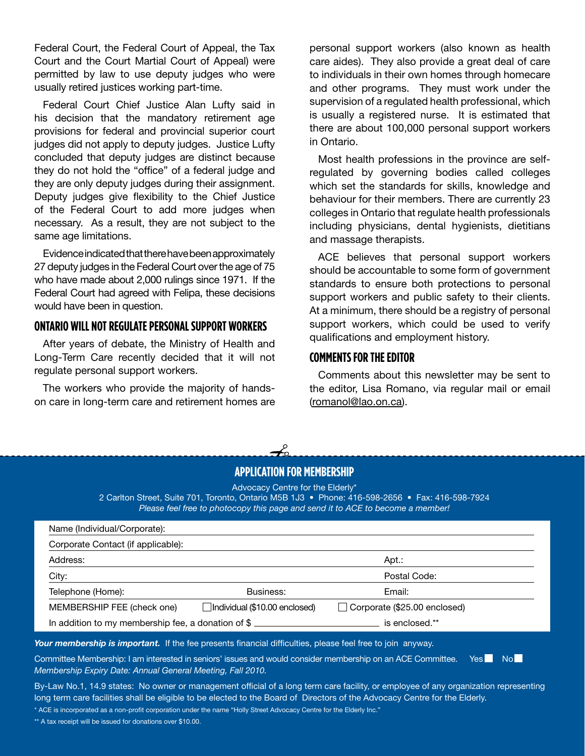Federal Court, the Federal Court of Appeal, the Tax Court and the Court Martial Court of Appeal) were permitted by law to use deputy judges who were usually retired justices working part-time.

Federal Court Chief Justice Alan Lufty said in his decision that the mandatory retirement age provisions for federal and provincial superior court judges did not apply to deputy judges. Justice Lufty concluded that deputy judges are distinct because they do not hold the "office" of a federal judge and they are only deputy judges during their assignment. Deputy judges give flexibility to the Chief Justice of the Federal Court to add more judges when necessary. As a result, they are not subject to the same age limitations.

Evidence indicated that there have been approximately 27 deputy judges in the Federal Court over the age of 75 who have made about 2,000 rulings since 1971. If the Federal Court had agreed with Felipa, these decisions would have been in question.

## ONTARIO WILL NOT REGULATE PERSONAL SUPPORT WORKERS

After years of debate, the Ministry of Health and Long-Term Care recently decided that it will not regulate personal support workers.

The workers who provide the majority of hands-on care in long-term care and retirement homes are personal support workers (also known as health care aides). They also provide a great deal of care to individuals in their own homes through homecare and other programs. They must work under the supervision of a regulated health professional, which is usually a registered nurse. It is estimated that there are about 100,000 personal support workers in Ontario.

Most health professions in the province are self-regulated by governing bodies called colleges which set the standards for skills, knowledge and behaviour for their members. There are currently 23 colleges in Ontario that regulate health professionals including physicians, dental hygienists, dietitians and massage therapists.

ACE believes that personal support workers should be accountable to some form of government standards to ensure both protections to personal support workers and public safety to their clients. At a minimum, there should be a registry of personal support workers, which could be used to verify qualifications and employment history.

## COMMENTS FOR THE EDITOR

Comments about this newsletter may be sent to the editor, Lisa Romano, via regular mail or email (romanol@lao.on.ca).

## APPLICATION FOR MEMBERSHIP

Advocacy Centre for the Elderly*
2 Carlton Street, Suite 701, Toronto, Ontario M5B 1J3 • Phone: 416-598-2656 • Fax: 416-598-7924
*Please feel free to photocopy this page and send it to ACE to become a member!*

Name (Individual/Corporate): ______________________

Corporate Contact (if applicable): ______________________

Address: ______________________ Apt.: ________

City: ______________________ Postal Code: ________

Telephone (Home): ________ Business: ________ Email: ________

MEMBERSHIP FEE (check one) ☐ Individual ($10.00 enclosed) ☐ Corporate ($25.00 enclosed)

In addition to my membership fee, a donation of $ ______________ is enclosed.**

***Your membership is important.*** If the fee presents financial difficulties, please feel free to join anyway.

Committee Membership: I am interested in seniors' issues and would consider membership on an ACE Committee. Yes ☐ No ☐
*Membership Expiry Date: Annual General Meeting, Fall 2010.*

By-Law No.1, 14.9 states: No owner or management official of a long term care facility, or employee of any organization representing long term care facilities shall be eligible to be elected to the Board of Directors of the Advocacy Centre for the Elderly.

* ACE is incorporated as a non-profit corporation under the name "Holly Street Advocacy Centre for the Elderly Inc."

** A tax receipt will be issued for donations over $10.00.